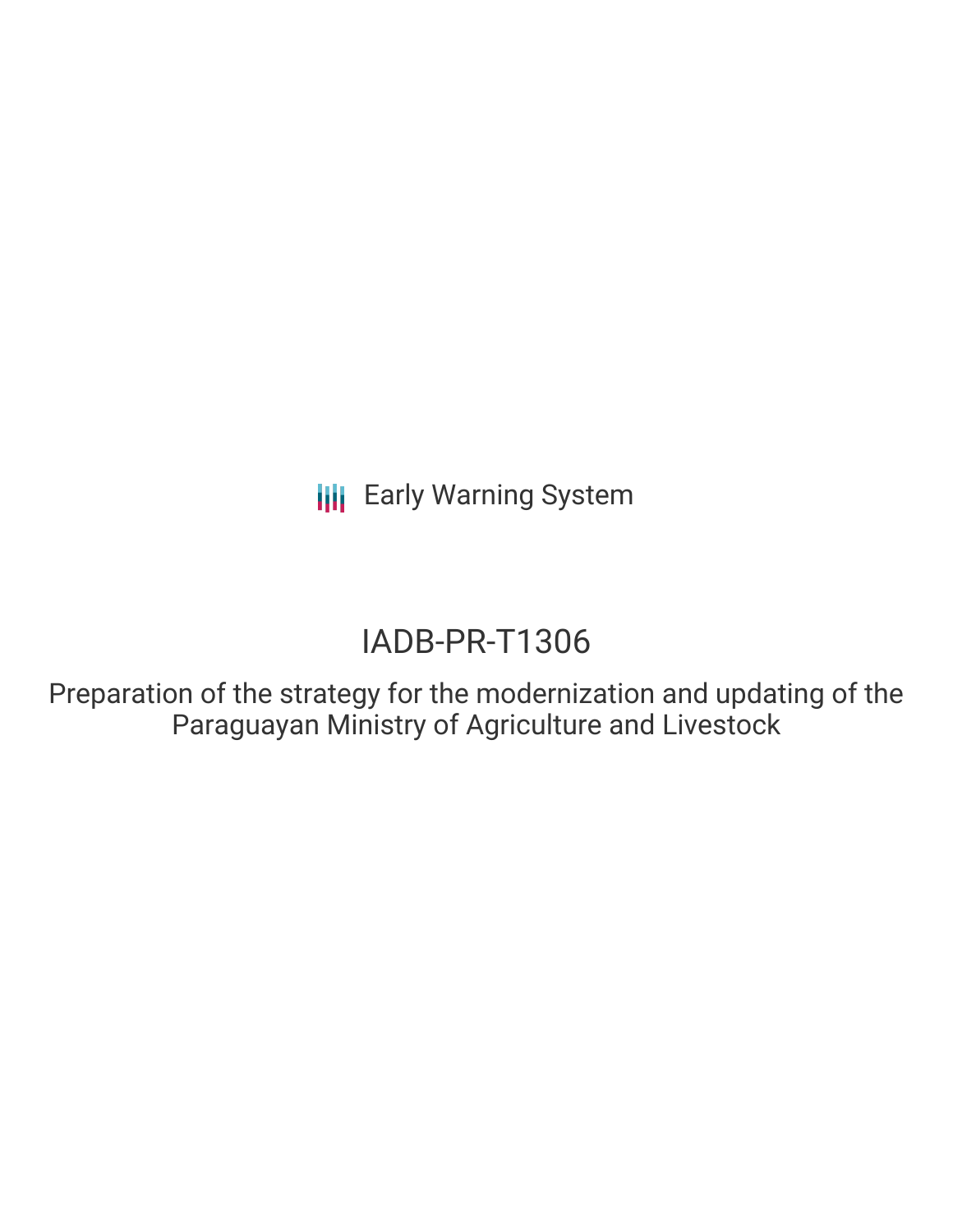Early Warning System

# IADB-PR-T1306

Preparation of the strategy for the modernization and updating of the Paraguayan Ministry of Agriculture and Livestock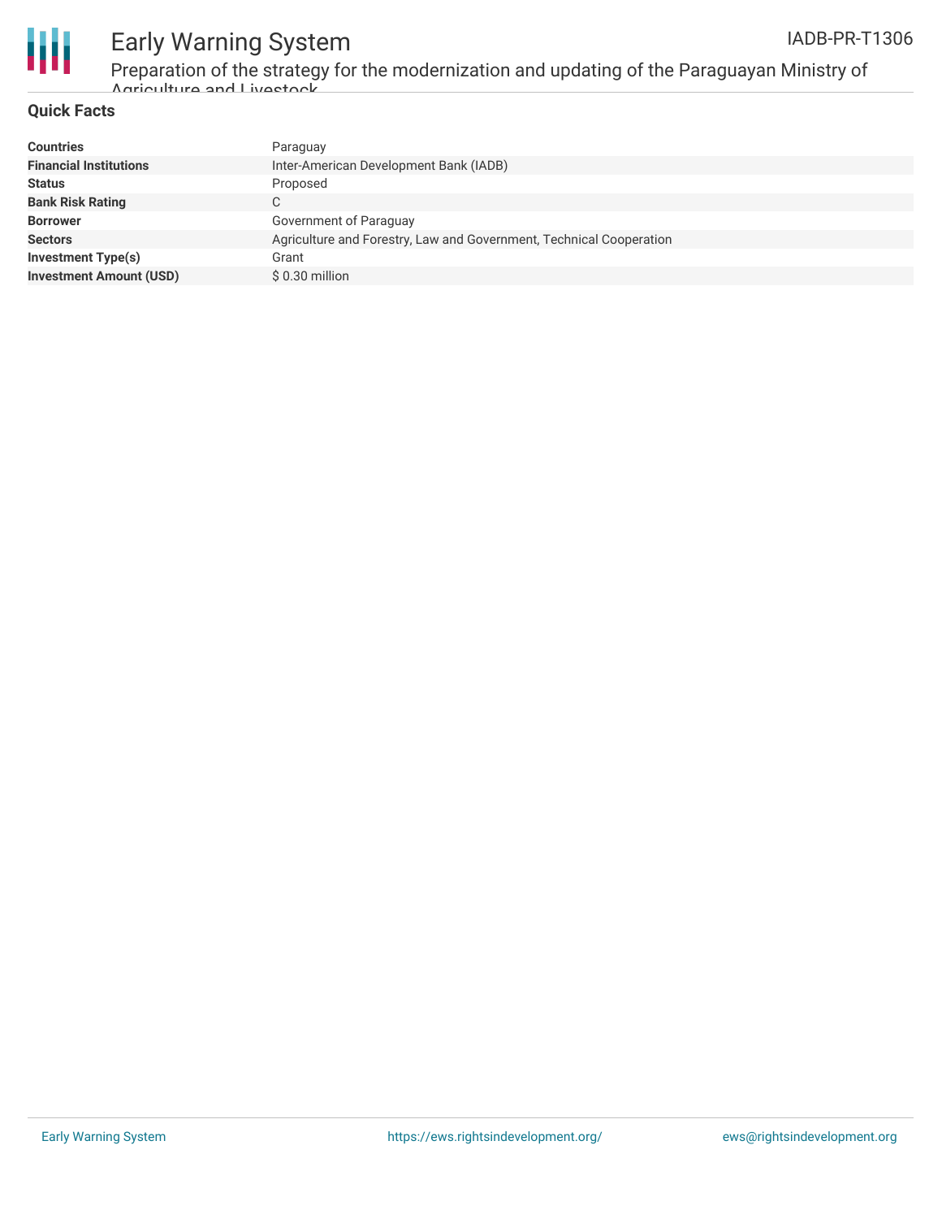# Early Warning System

IADB-PR-T1306

Preparation of the strategy for the modernization and updating of the Paraguayan Ministry of Agriculture and Livestock

## Quick Facts

| | |
|---|---|
| **Countries** | Paraguay |
| **Financial Institutions** | Inter-American Development Bank (IADB) |
| **Status** | Proposed |
| **Bank Risk Rating** | C |
| **Borrower** | Government of Paraguay |
| **Sectors** | Agriculture and Forestry, Law and Government, Technical Cooperation |
| **Investment Type(s)** | Grant |
| **Investment Amount (USD)** | $ 0.30 million |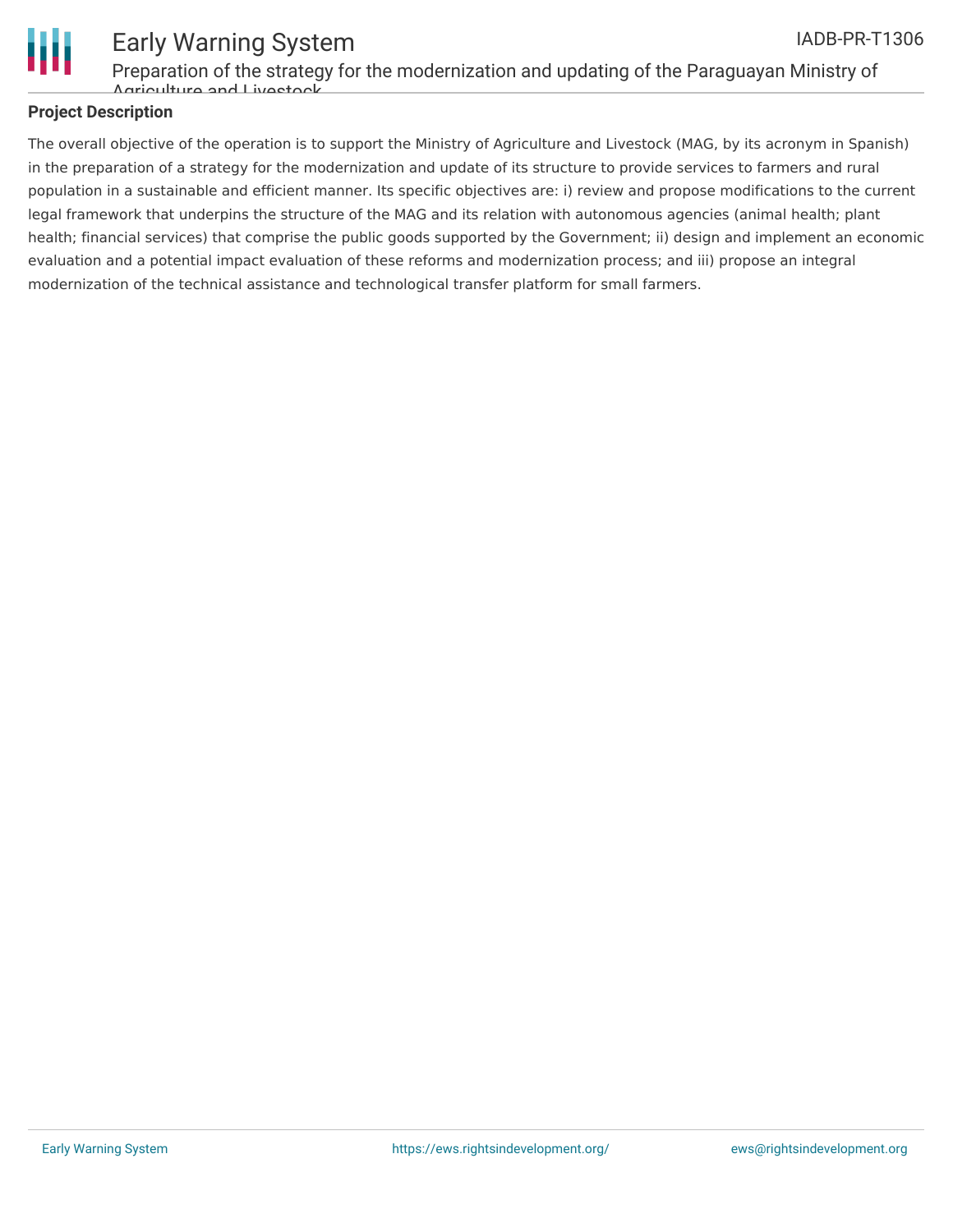## Project Description

The overall objective of the operation is to support the Ministry of Agriculture and Livestock (MAG, by its acronym in Spanish) in the preparation of a strategy for the modernization and update of its structure to provide services to farmers and rural population in a sustainable and efficient manner. Its specific objectives are: i) review and propose modifications to the current legal framework that underpins the structure of the MAG and its relation with autonomous agencies (animal health; plant health; financial services) that comprise the public goods supported by the Government; ii) design and implement an economic evaluation and a potential impact evaluation of these reforms and modernization process; and iii) propose an integral modernization of the technical assistance and technological transfer platform for small farmers.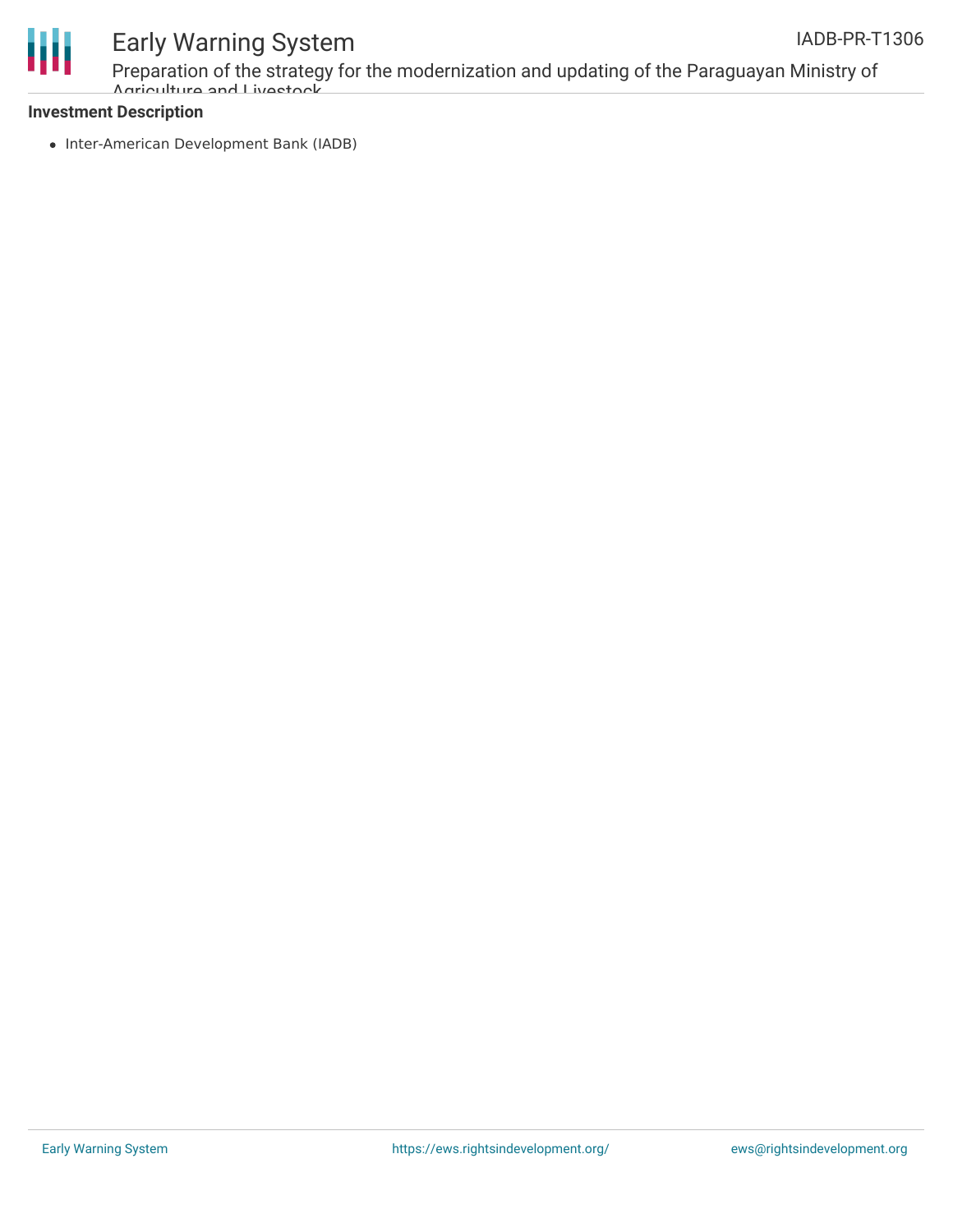**Investment Description**

- Inter-American Development Bank (IADB)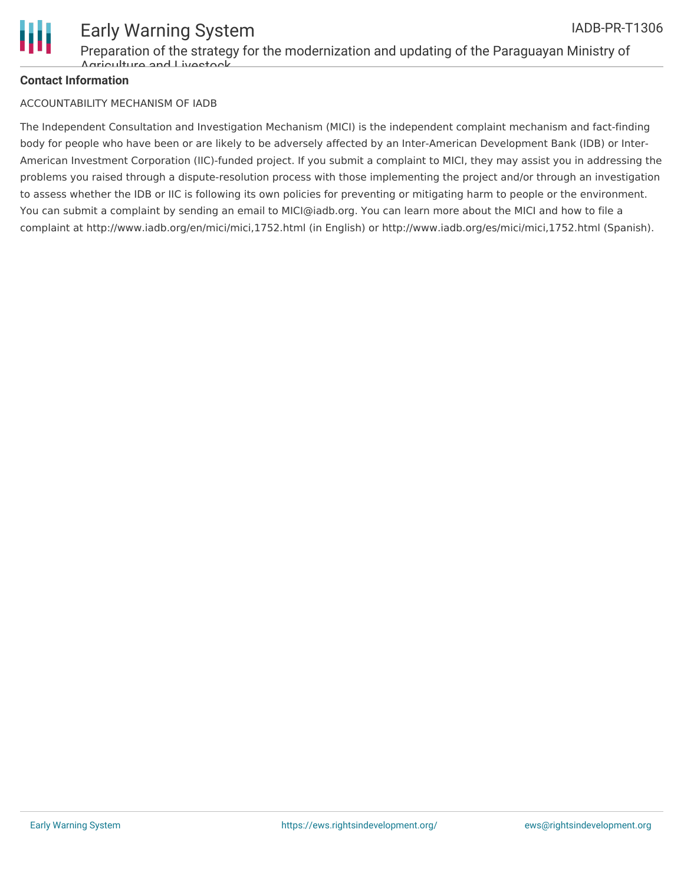**Contact Information**

ACCOUNTABILITY MECHANISM OF IADB

The Independent Consultation and Investigation Mechanism (MICI) is the independent complaint mechanism and fact-finding body for people who have been or are likely to be adversely affected by an Inter-American Development Bank (IDB) or Inter-American Investment Corporation (IIC)-funded project. If you submit a complaint to MICI, they may assist you in addressing the problems you raised through a dispute-resolution process with those implementing the project and/or through an investigation to assess whether the IDB or IIC is following its own policies for preventing or mitigating harm to people or the environment. You can submit a complaint by sending an email to MICI@iadb.org. You can learn more about the MICI and how to file a complaint at http://www.iadb.org/en/mici/mici,1752.html (in English) or http://www.iadb.org/es/mici/mici,1752.html (Spanish).